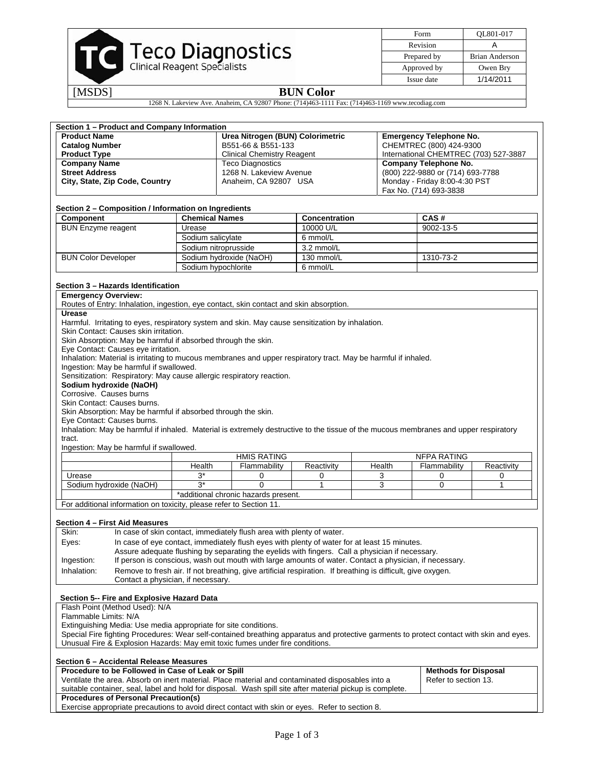| Teco Diagnostics – Clinical Reagent Specialists | Form | QL801-017 |
| --- | --- | --- |
| | Revision | A |
| | Prepared by | Brian Anderson |
| | Approved by | Owen Bry |
| | Issue date | 1/14/2011 |

[MSDS] **BUN Color**

1268 N. Lakeview Ave. Anaheim, CA 92807 Phone: (714)463-1111 Fax: (714)463-1169 www.tecodiag.com

### Section 1 – Product and Company Information

| | | |
| --- | --- | --- |
| **Product Name** | **Urea Nitrogen (BUN) Colorimetric** | **Emergency Telephone No.** |
| **Catalog Number** | B551-66 & B551-133 | CHEMTREC (800) 424-9300 |
| **Product Type** | Clinical Chemistry Reagent | International CHEMTREC (703) 527-3887 |
| **Company Name** | Teco Diagnostics | **Company Telephone No.** |
| **Street Address** | 1268 N. Lakeview Avenue | (800) 222-9880 or (714) 693-7788 |
| **City, State, Zip Code, Country** | Anaheim, CA 92807 USA | Monday - Friday 8:00-4:30 PST |
| | | Fax No. (714) 693-3838 |

### Section 2 – Composition / Information on Ingredients

| Component | Chemical Names | Concentration | CAS # |
| --- | --- | --- | --- |
| BUN Enzyme reagent | Urease | 10000 U/L | 9002-13-5 |
| | Sodium salicylate | 6 mmol/L | |
| | Sodium nitroprusside | 3.2 mmol/L | |
| BUN Color Developer | Sodium hydroxide (NaOH) | 130 mmol/L | 1310-73-2 |
| | Sodium hypochlorite | 6 mmol/L | |

### Section 3 – Hazards Identification

**Emergency Overview:**

Routes of Entry: Inhalation, ingestion, eye contact, skin contact and skin absorption.

**Urease**

Harmful. Irritating to eyes, respiratory system and skin. May cause sensitization by inhalation.
Skin Contact: Causes skin irritation.
Skin Absorption: May be harmful if absorbed through the skin.
Eye Contact: Causes eye irritation.
Inhalation: Material is irritating to mucous membranes and upper respiratory tract. May be harmful if inhaled.
Ingestion: May be harmful if swallowed.
Sensitization: Respiratory: May cause allergic respiratory reaction.

**Sodium hydroxide (NaOH)**

Corrosive. Causes burns
Skin Contact: Causes burns.
Skin Absorption: May be harmful if absorbed through the skin.
Eye Contact: Causes burns.
Inhalation: May be harmful if inhaled. Material is extremely destructive to the tissue of the mucous membranes and upper respiratory tract.
Ingestion: May be harmful if swallowed.

| | HMIS RATING | | | NFPA RATING | | |
| --- | --- | --- | --- | --- | --- | --- |
| | Health | Flammability | Reactivity | Health | Flammability | Reactivity |
| Urease | 3* | 0 | 0 | 3 | 0 | 0 |
| Sodium hydroxide (NaOH) | 3* | 0 | 1 | 3 | 0 | 1 |
| | *additional chronic hazards present. | | | | | |

For additional information on toxicity, please refer to Section 11.

### Section 4 – First Aid Measures

| | |
| --- | --- |
| Skin: | In case of skin contact, immediately flush area with plenty of water. |
| Eyes: | In case of eye contact, immediately flush eyes with plenty of water for at least 15 minutes. Assure adequate flushing by separating the eyelids with fingers. Call a physician if necessary. |
| Ingestion: | If person is conscious, wash out mouth with large amounts of water. Contact a physician, if necessary. |
| Inhalation: | Remove to fresh air. If not breathing, give artificial respiration. If breathing is difficult, give oxygen. Contact a physician, if necessary. |

### Section 5-- Fire and Explosive Hazard Data

Flash Point (Method Used): N/A
Flammable Limits: N/A
Extinguishing Media: Use media appropriate for site conditions.
Special Fire fighting Procedures: Wear self-contained breathing apparatus and protective garments to protect contact with skin and eyes.
Unusual Fire & Explosion Hazards: May emit toxic fumes under fire conditions.

### Section 6 – Accidental Release Measures

| **Procedure to be Followed in Case of Leak or Spill** | **Methods for Disposal** |
| --- | --- |
| Ventilate the area. Absorb on inert material. Place material and contaminated disposables into a suitable container, seal, label and hold for disposal. Wash spill site after material pickup is complete. | Refer to section 13. |

**Procedures of Personal Precaution(s)**

Exercise appropriate precautions to avoid direct contact with skin or eyes. Refer to section 8.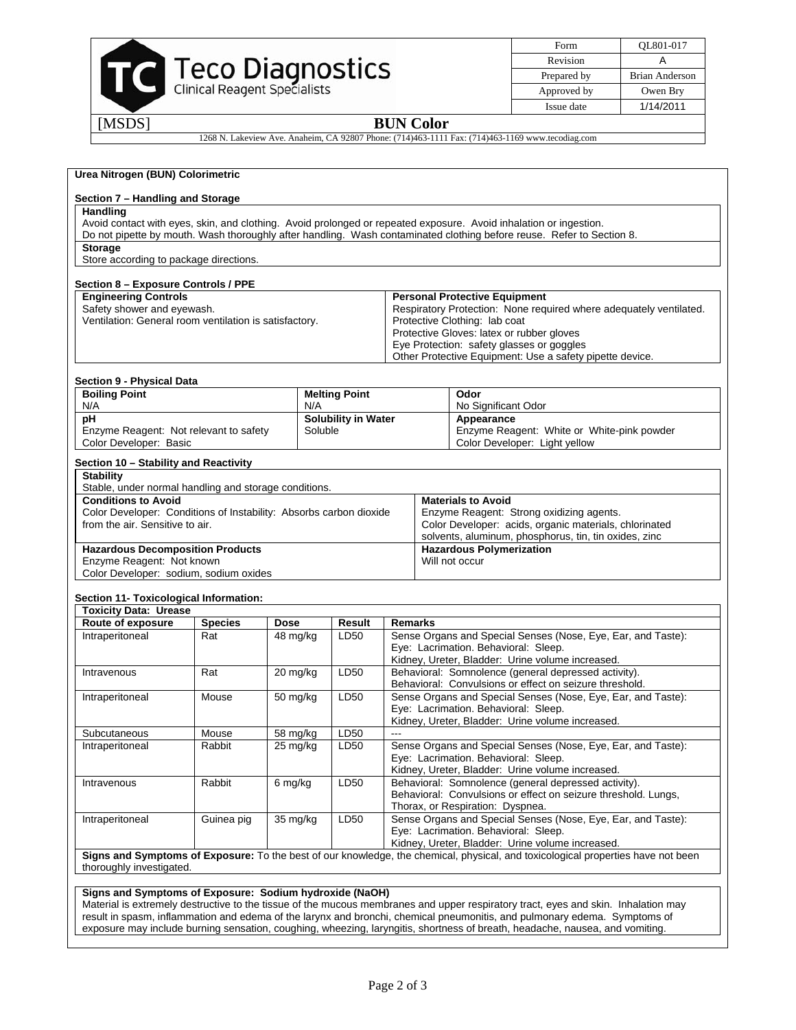| Form | QL801-017 |
|---|---|
| Revision | A |
| Prepared by | Brian Anderson |
| Approved by | Owen Bry |
| Issue date | 1/14/2011 |

**Teco Diagnostics**
Clinical Reagent Specialists

[MSDS] **BUN Color**

1268 N. Lakeview Ave. Anaheim, CA 92807 Phone: (714)463-1111 Fax: (714)463-1169 www.tecodiag.com

**Urea Nitrogen (BUN) Colorimetric**

## Section 7 – Handling and Storage

**Handling**
Avoid contact with eyes, skin, and clothing. Avoid prolonged or repeated exposure. Avoid inhalation or ingestion.
Do not pipette by mouth. Wash thoroughly after handling. Wash contaminated clothing before reuse. Refer to Section 8.

**Storage**
Store according to package directions.

## Section 8 – Exposure Controls / PPE

| Engineering Controls | Personal Protective Equipment |
|---|---|
| Safety shower and eyewash.<br>Ventilation: General room ventilation is satisfactory. | Respiratory Protection: None required where adequately ventilated.<br>Protective Clothing: lab coat<br>Protective Gloves: latex or rubber gloves<br>Eye Protection: safety glasses or goggles<br>Other Protective Equipment: Use a safety pipette device. |

## Section 9 - Physical Data

| Boiling Point | Melting Point | Odor |
|---|---|---|
| N/A | N/A | No Significant Odor |
| **pH** | **Solubility in Water** | **Appearance** |
| Enzyme Reagent: Not relevant to safety<br>Color Developer: Basic | Soluble | Enzyme Reagent: White or White-pink powder<br>Color Developer: Light yellow |

## Section 10 – Stability and Reactivity

**Stability**
Stable, under normal handling and storage conditions.

| Conditions to Avoid | Materials to Avoid |
|---|---|
| Color Developer: Conditions of Instability: Absorbs carbon dioxide from the air. Sensitive to air. | Enzyme Reagent: Strong oxidizing agents.<br>Color Developer: acids, organic materials, chlorinated solvents, aluminum, phosphorus, tin, tin oxides, zinc |
| **Hazardous Decomposition Products** | **Hazardous Polymerization** |
| Enzyme Reagent: Not known<br>Color Developer: sodium, sodium oxides | Will not occur |

## Section 11- Toxicological Information:

**Toxicity Data: Urease**

| Route of exposure | Species | Dose | Result | Remarks |
|---|---|---|---|---|
| Intraperitoneal | Rat | 48 mg/kg | LD50 | Sense Organs and Special Senses (Nose, Eye, Ear, and Taste): Eye: Lacrimation. Behavioral: Sleep. Kidney, Ureter, Bladder: Urine volume increased. |
| Intravenous | Rat | 20 mg/kg | LD50 | Behavioral: Somnolence (general depressed activity). Behavioral: Convulsions or effect on seizure threshold. |
| Intraperitoneal | Mouse | 50 mg/kg | LD50 | Sense Organs and Special Senses (Nose, Eye, Ear, and Taste): Eye: Lacrimation. Behavioral: Sleep. Kidney, Ureter, Bladder: Urine volume increased. |
| Subcutaneous | Mouse | 58 mg/kg | LD50 | --- |
| Intraperitoneal | Rabbit | 25 mg/kg | LD50 | Sense Organs and Special Senses (Nose, Eye, Ear, and Taste): Eye: Lacrimation. Behavioral: Sleep. Kidney, Ureter, Bladder: Urine volume increased. |
| Intravenous | Rabbit | 6 mg/kg | LD50 | Behavioral: Somnolence (general depressed activity). Behavioral: Convulsions or effect on seizure threshold. Lungs, Thorax, or Respiration: Dyspnea. |
| Intraperitoneal | Guinea pig | 35 mg/kg | LD50 | Sense Organs and Special Senses (Nose, Eye, Ear, and Taste): Eye: Lacrimation. Behavioral: Sleep. Kidney, Ureter, Bladder: Urine volume increased. |

**Signs and Symptoms of Exposure:** To the best of our knowledge, the chemical, physical, and toxicological properties have not been thoroughly investigated.

**Signs and Symptoms of Exposure: Sodium hydroxide (NaOH)**
Material is extremely destructive to the tissue of the mucous membranes and upper respiratory tract, eyes and skin. Inhalation may result in spasm, inflammation and edema of the larynx and bronchi, chemical pneumonitis, and pulmonary edema. Symptoms of exposure may include burning sensation, coughing, wheezing, laryngitis, shortness of breath, headache, nausea, and vomiting.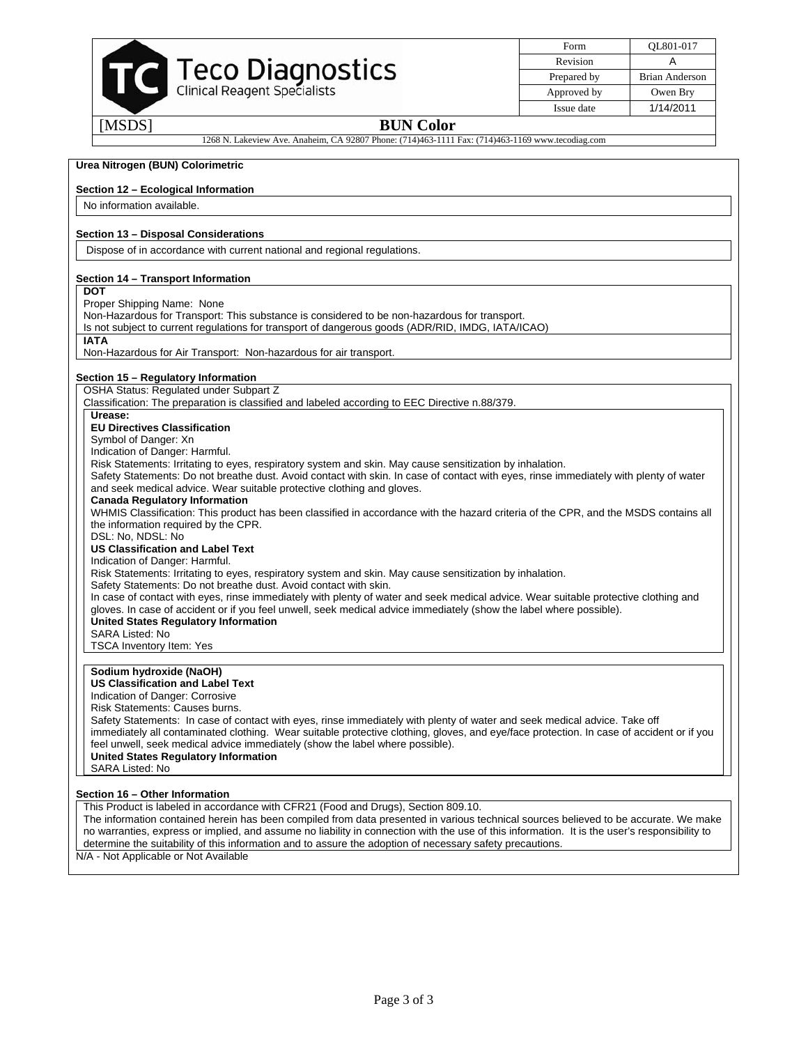**Urea Nitrogen (BUN) Colorimetric**

**Section 12 – Ecological Information**

No information available.

**Section 13 – Disposal Considerations**

Dispose of in accordance with current national and regional regulations.

**Section 14 – Transport Information**

**DOT**

Proper Shipping Name: None
Non-Hazardous for Transport: This substance is considered to be non-hazardous for transport.
Is not subject to current regulations for transport of dangerous goods (ADR/RID, IMDG, IATA/ICAO)

**IATA**

Non-Hazardous for Air Transport: Non-hazardous for air transport.

**Section 15 – Regulatory Information**

OSHA Status: Regulated under Subpart Z
Classification: The preparation is classified and labeled according to EEC Directive n.88/379.

**Urease:**

**EU Directives Classification**

Symbol of Danger: Xn
Indication of Danger: Harmful.
Risk Statements: Irritating to eyes, respiratory system and skin. May cause sensitization by inhalation.
Safety Statements: Do not breathe dust. Avoid contact with skin. In case of contact with eyes, rinse immediately with plenty of water and seek medical advice. Wear suitable protective clothing and gloves.

**Canada Regulatory Information**

WHMIS Classification: This product has been classified in accordance with the hazard criteria of the CPR, and the MSDS contains all the information required by the CPR.
DSL: No, NDSL: No

**US Classification and Label Text**

Indication of Danger: Harmful.
Risk Statements: Irritating to eyes, respiratory system and skin. May cause sensitization by inhalation.
Safety Statements: Do not breathe dust. Avoid contact with skin.
In case of contact with eyes, rinse immediately with plenty of water and seek medical advice. Wear suitable protective clothing and gloves. In case of accident or if you feel unwell, seek medical advice immediately (show the label where possible).

**United States Regulatory Information**

SARA Listed: No
TSCA Inventory Item: Yes

**Sodium hydroxide (NaOH)**

**US Classification and Label Text**

Indication of Danger: Corrosive
Risk Statements: Causes burns.
Safety Statements: In case of contact with eyes, rinse immediately with plenty of water and seek medical advice. Take off immediately all contaminated clothing. Wear suitable protective clothing, gloves, and eye/face protection. In case of accident or if you feel unwell, seek medical advice immediately (show the label where possible).

**United States Regulatory Information**

SARA Listed: No

**Section 16 – Other Information**

This Product is labeled in accordance with CFR21 (Food and Drugs), Section 809.10.
The information contained herein has been compiled from data presented in various technical sources believed to be accurate. We make no warranties, express or implied, and assume no liability in connection with the use of this information. It is the user's responsibility to determine the suitability of this information and to assure the adoption of necessary safety precautions.

N/A - Not Applicable or Not Available